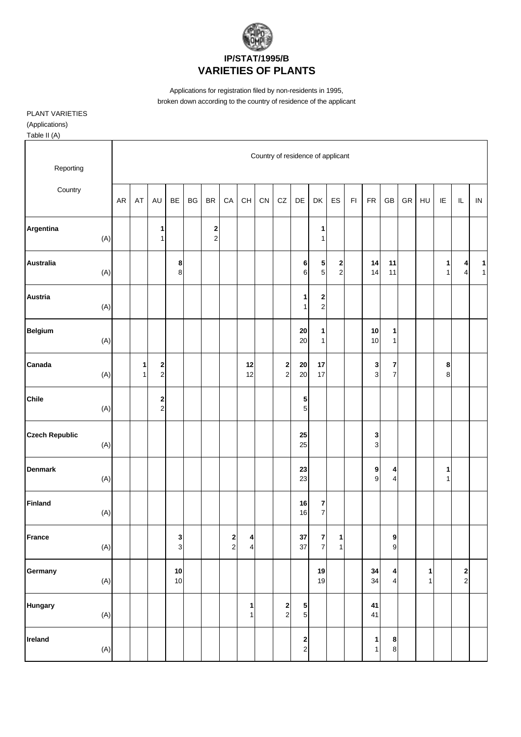# IP/STAT/1995/B
# VARIETIES OF PLANTS

Applications for registration filed by non-residents in 1995,
broken down according to the country of residence of the applicant

PLANT VARIETIES
(Applications)
Table II (A)

| Reporting Country | AR | AT | AU | BE | BG | BR | CA | CH | CN | CZ | DE | DK | ES | FI | FR | GB | GR | HU | IE | IL | IN |
|---|---|---|---|---|---|---|---|---|---|---|---|---|---|---|---|---|---|---|---|---|---|
| **Argentina** | | | **1** | | | **2** | | | | | | **1** | | | | | | | | | |
| (A) | | | 1 | | | 2 | | | | | | 1 | | | | | | | | | |
| **Australia** | | | | **8** | | | | | | | **6** | **5** | **2** | | **14** | **11** | | | **1** | **4** | **1** |
| (A) | | | | 8 | | | | | | | 6 | 5 | 2 | | 14 | 11 | | | 1 | 4 | 1 |
| **Austria** | | | | | | | | | | | **1** | **2** | | | | | | | | | |
| (A) | | | | | | | | | | | 1 | 2 | | | | | | | | | |
| **Belgium** | | | | | | | | | | | **20** | **1** | | | **10** | **1** | | | | | |
| (A) | | | | | | | | | | | 20 | 1 | | | 10 | 1 | | | | | |
| **Canada** | | **1** | **2** | | | | | **12** | | **2** | **20** | **17** | | | **3** | **7** | | | **8** | | |
| (A) | | 1 | 2 | | | | | 12 | | 2 | 20 | 17 | | | 3 | 7 | | | 8 | | |
| **Chile** | | | **2** | | | | | | | | **5** | | | | | | | | | | |
| (A) | | | 2 | | | | | | | | 5 | | | | | | | | | | |
| **Czech Republic** | | | | | | | | | | | **25** | | | | **3** | | | | | | |
| (A) | | | | | | | | | | | 25 | | | | 3 | | | | | | |
| **Denmark** | | | | | | | | | | | **23** | | | | **9** | **4** | | | **1** | | |
| (A) | | | | | | | | | | | 23 | | | | 9 | 4 | | | 1 | | |
| **Finland** | | | | | | | | | | | **16** | **7** | | | | | | | | | |
| (A) | | | | | | | | | | | 16 | 7 | | | | | | | | | |
| **France** | | | | **3** | | | **2** | **4** | | | **37** | **7** | **1** | | | **9** | | | | | |
| (A) | | | | 3 | | | 2 | 4 | | | 37 | 7 | 1 | | | 9 | | | | | |
| **Germany** | | | | **10** | | | | | | | | **19** | | | **34** | **4** | | **1** | | **2** | |
| (A) | | | | 10 | | | | | | | | 19 | | | 34 | 4 | | 1 | | 2 | |
| **Hungary** | | | | | | | | **1** | | **2** | **5** | | | | **41** | | | | | | |
| (A) | | | | | | | | 1 | | 2 | 5 | | | | 41 | | | | | | |
| **Ireland** | | | | | | | | | | | **2** | | | | **1** | **8** | | | | | |
| (A) | | | | | | | | | | | 2 | | | | 1 | 8 | | | | | |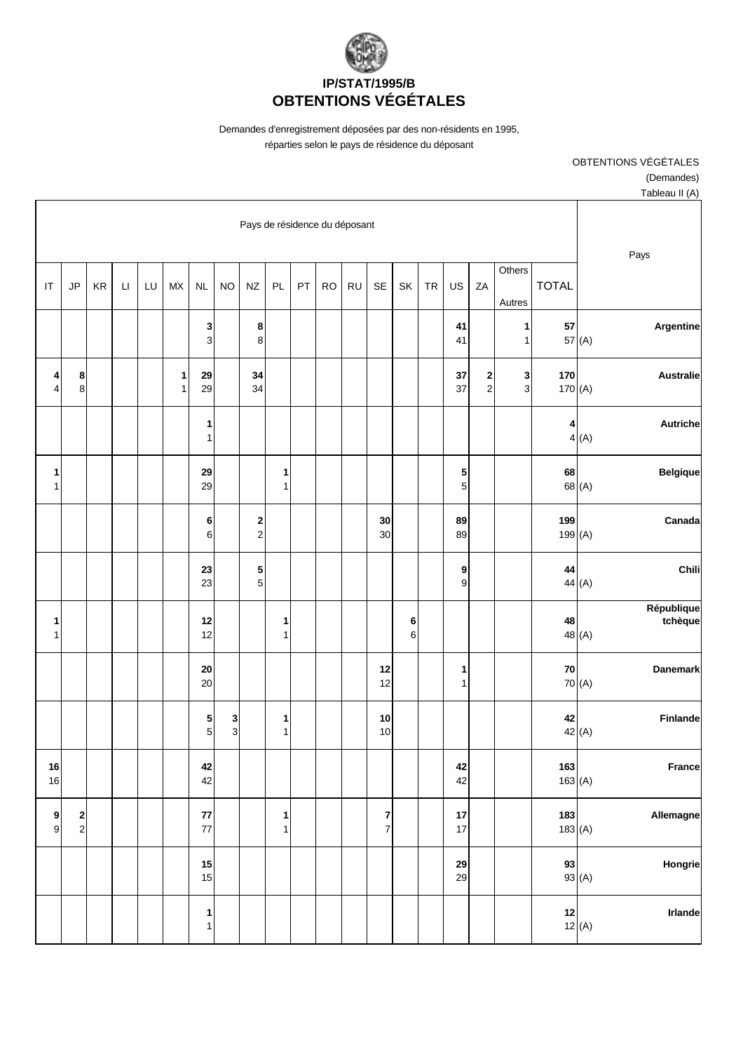# IP/STAT/1995/B
# OBTENTIONS VÉGÉTALES

Demandes d'enregistrement déposées par des non-résidents en 1995, réparties selon le pays de résidence du déposant

OBTENTIONS VÉGÉTALES
(Demandes)
Tableau II (A)

| Pays de résidence du déposant | | | | | | | | | | | | | | | | | | | | Pays |
|---|---|---|---|---|---|---|---|---|---|---|---|---|---|---|---|---|---|---|---|---|
| IT | JP | KR | LI | LU | MX | NL | NO | NZ | PL | PT | RO | RU | SE | SK | TR | US | ZA | Others Autres | TOTAL | |
| | | | | | | **3** 3 | | **8** 8 | | | | | | | | **41** 41 | | **1** 1 | **57** 57 (A) | **Argentine** |
| **4** 4 | **8** 8 | | | | **1** 1 | **29** 29 | | **34** 34 | | | | | | | | **37** 37 | **2** 2 | **3** 3 | **170** 170 (A) | **Australie** |
| | | | | | | **1** 1 | | | | | | | | | | | | | **4** 4 (A) | **Autriche** |
| **1** 1 | | | | | | **29** 29 | | | **1** 1 | | | | | | | **5** 5 | | | **68** 68 (A) | **Belgique** |
| | | | | | | **6** 6 | | **2** 2 | | | | | **30** 30 | | | **89** 89 | | | **199** 199 (A) | **Canada** |
| | | | | | | **23** 23 | | **5** 5 | | | | | | | | **9** 9 | | | **44** 44 (A) | **Chili** |
| **1** 1 | | | | | | **12** 12 | | | **1** 1 | | | | | **6** 6 | | | | | **48** 48 (A) | **République tchèque** |
| | | | | | | **20** 20 | | | | | | | **12** 12 | | | **1** 1 | | | **70** 70 (A) | **Danemark** |
| | | | | | | **5** 5 | **3** 3 | | **1** 1 | | | | **10** 10 | | | | | | **42** 42 (A) | **Finlande** |
| **16** 16 | | | | | | **42** 42 | | | | | | | | | | **42** 42 | | | **163** 163 (A) | **France** |
| **9** 9 | **2** 2 | | | | | **77** 77 | | | **1** 1 | | | | **7** 7 | | | **17** 17 | | | **183** 183 (A) | **Allemagne** |
| | | | | | | **15** 15 | | | | | | | | | | **29** 29 | | | **93** 93 (A) | **Hongrie** |
| | | | | | | **1** 1 | | | | | | | | | | | | | **12** 12 (A) | **Irlande** |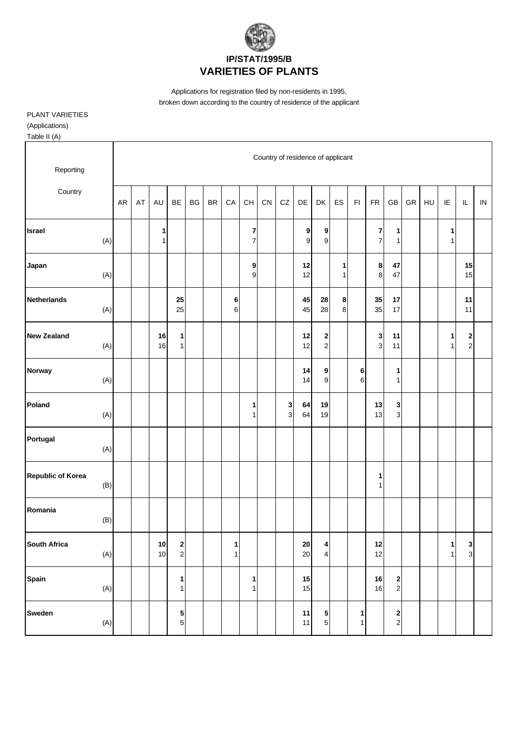**IP/STAT/1995/B**
**VARIETIES OF PLANTS**

Applications for registration filed by non-residents in 1995,
broken down according to the country of residence of the applicant

PLANT VARIETIES
(Applications)
Table II (A)

| Reporting Country | | Country of residence of applicant | | | | | | | | | | | | | | | | | | | | |
|---|---|---|---|---|---|---|---|---|---|---|---|---|---|---|---|---|---|---|---|---|---|---|
| | | AR | AT | AU | BE | BG | BR | CA | CH | CN | CZ | DE | DK | ES | FI | FR | GB | GR | HU | IE | IL | IN |
| **Israel** | | | | **1** | | | | | **7** | | | **9** | **9** | | | **7** | **1** | | | **1** | | |
| | (A) | | | 1 | | | | | 7 | | | 9 | 9 | | | 7 | 1 | | | 1 | | |
| **Japan** | | | | | | | | | **9** | | | **12** | | **1** | | **8** | **47** | | | | **15** | |
| | (A) | | | | | | | | 9 | | | 12 | | 1 | | 8 | 47 | | | | 15 | |
| **Netherlands** | | | | | **25** | | | **6** | | | | **45** | **28** | **8** | | **35** | **17** | | | | **11** | |
| | (A) | | | | 25 | | | 6 | | | | 45 | 28 | 8 | | 35 | 17 | | | | 11 | |
| **New Zealand** | | | | **16** | **1** | | | | | | | **12** | **2** | | | **3** | **11** | | | **1** | **2** | |
| | (A) | | | 16 | 1 | | | | | | | 12 | 2 | | | 3 | 11 | | | 1 | 2 | |
| **Norway** | | | | | | | | | | | | **14** | **9** | | **6** | | **1** | | | | | |
| | (A) | | | | | | | | | | | 14 | 9 | | 6 | | 1 | | | | | |
| **Poland** | | | | | | | | | **1** | | **3** | **64** | **19** | | | **13** | **3** | | | | | |
| | (A) | | | | | | | | 1 | | 3 | 64 | 19 | | | 13 | 3 | | | | | |
| **Portugal** | | | | | | | | | | | | | | | | | | | | | | |
| | (A) | | | | | | | | | | | | | | | | | | | | | |
| **Republic of Korea** | | | | | | | | | | | | | | | | **1** | | | | | | |
| | (B) | | | | | | | | | | | | | | | 1 | | | | | | |
| **Romania** | | | | | | | | | | | | | | | | | | | | | | |
| | (B) | | | | | | | | | | | | | | | | | | | | | |
| **South Africa** | | | | **10** | **2** | | | **1** | | | | **20** | **4** | | | **12** | | | | **1** | **3** | |
| | (A) | | | 10 | 2 | | | 1 | | | | 20 | 4 | | | 12 | | | | 1 | 3 | |
| **Spain** | | | | | **1** | | | | **1** | | | **15** | | | | **16** | **2** | | | | | |
| | (A) | | | | 1 | | | | 1 | | | 15 | | | | 16 | 2 | | | | | |
| **Sweden** | | | | | **5** | | | | | | | **11** | **5** | | **1** | | **2** | | | | | |
| | (A) | | | | 5 | | | | | | | 11 | 5 | | 1 | | 2 | | | | | |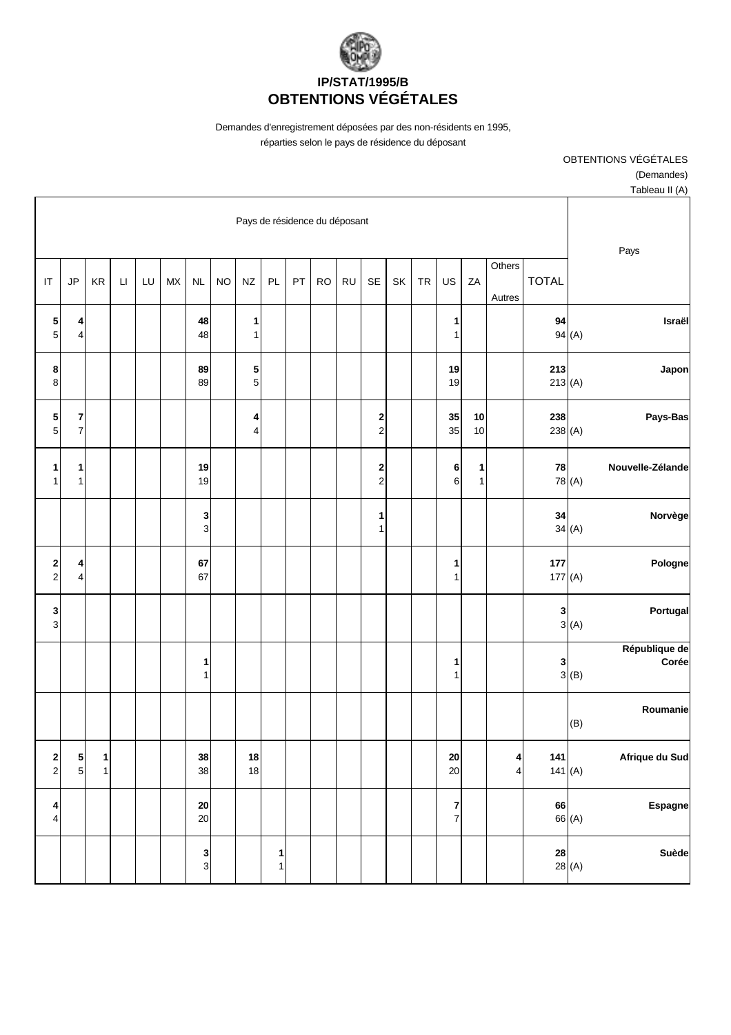# IP/STAT/1995/B
# OBTENTIONS VÉGÉTALES

Demandes d'enregistrement déposées par des non-résidents en 1995,
réparties selon le pays de résidence du déposant

OBTENTIONS VÉGÉTALES
(Demandes)
Tableau II (A)

| Pays de résidence du déposant | | | | | | | | | | | | | | | | | | | | Pays |
|---|---|---|---|---|---|---|---|---|---|---|---|---|---|---|---|---|---|---|---|---|
| IT | JP | KR | LI | LU | MX | NL | NO | NZ | PL | PT | RO | RU | SE | SK | TR | US | ZA | Others Autres | TOTAL | |
| **5** 5 | **4** 4 | | | | | **48** 48 | | **1** 1 | | | | | | | | **1** 1 | | | **94** 94 (A) | **Israël** |
| **8** 8 | | | | | | **89** 89 | | **5** 5 | | | | | | | | **19** 19 | | | **213** 213 (A) | **Japon** |
| **5** 5 | **7** 7 | | | | | | | **4** 4 | | | | | **2** 2 | | | **35** 35 | **10** 10 | | **238** 238 (A) | **Pays-Bas** |
| **1** 1 | **1** 1 | | | | | **19** 19 | | | | | | | **2** 2 | | | **6** 6 | **1** 1 | | **78** 78 (A) | **Nouvelle-Zélande** |
| | | | | | | **3** 3 | | | | | | | **1** 1 | | | | | | **34** 34 (A) | **Norvège** |
| **2** 2 | **4** 4 | | | | | **67** 67 | | | | | | | | | | **1** 1 | | | **177** 177 (A) | **Pologne** |
| **3** 3 | | | | | | | | | | | | | | | | | | | **3** 3 (A) | **Portugal** |
| | | | | | | **1** 1 | | | | | | | | | | **1** 1 | | | **3** 3 (B) | **République de Corée** |
| | | | | | | | | | | | | | | | | | | | (B) | **Roumanie** |
| **2** 2 | **5** 5 | **1** 1 | | | | **38** 38 | | **18** 18 | | | | | | | | **20** 20 | | **4** 4 | **141** 141 (A) | **Afrique du Sud** |
| **4** 4 | | | | | | **20** 20 | | | | | | | | | | **7** 7 | | | **66** 66 (A) | **Espagne** |
| | | | | | | **3** 3 | | | **1** 1 | | | | | | | | | | **28** 28 (A) | **Suède** |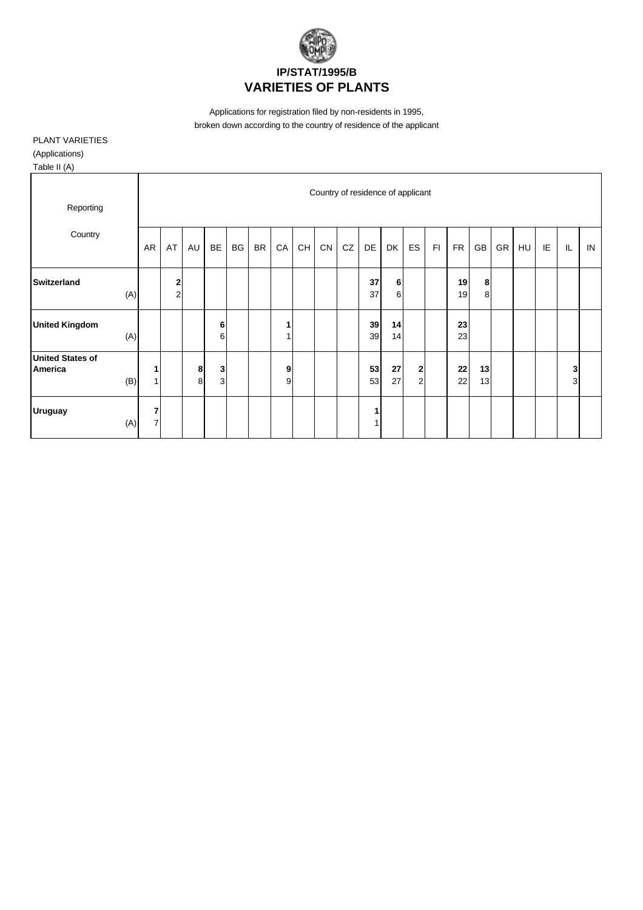**IP/STAT/1995/B**

# VARIETIES OF PLANTS

Applications for registration filed by non-residents in 1995,
broken down according to the country of residence of the applicant

PLANT VARIETIES
(Applications)
Table II (A)

| Reporting Country | AR | AT | AU | BE | BG | BR | CA | CH | CN | CZ | DE | DK | ES | FI | FR | GB | GR | HU | IE | IL | IN |
|---|---|---|---|---|---|---|---|---|---|---|---|---|---|---|---|---|---|---|---|---|---|
| **Switzerland** (A) | | **2**<br>2 | | | | | | | | | **37**<br>37 | **6**<br>6 | | | **19**<br>19 | **8**<br>8 | | | | | |
| **United Kingdom** (A) | | | | **6**<br>6 | | | **1**<br>1 | | | | **39**<br>39 | **14**<br>14 | | | **23**<br>23 | | | | | | |
| **United States of America** (B) | **1**<br>1 | | **8**<br>8 | **3**<br>3 | | | **9**<br>9 | | | | **53**<br>53 | **27**<br>27 | **2**<br>2 | | **22**<br>22 | **13**<br>13 | | | | **3**<br>3 | |
| **Uruguay** (A) | **7**<br>7 | | | | | | | | | | **1**<br>1 | | | | | | | | | | |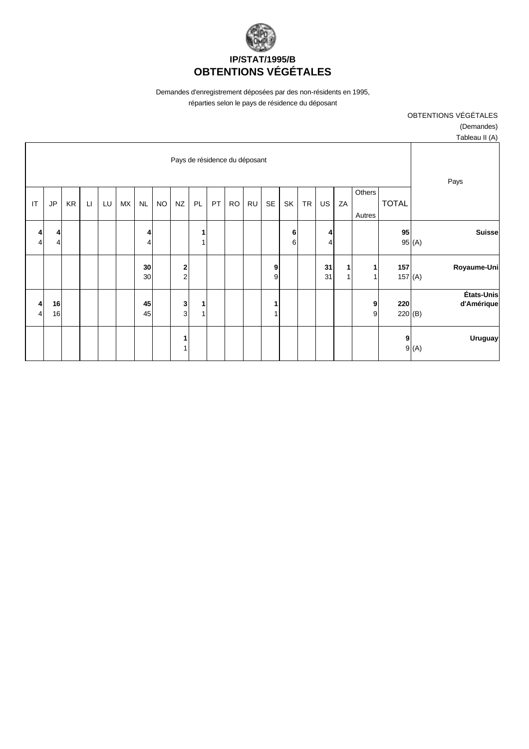**IP/STAT/1995/B**
# OBTENTIONS VÉGÉTALES

Demandes d'enregistrement déposées par des non-résidents en 1995, réparties selon le pays de résidence du déposant

OBTENTIONS VÉGÉTALES
(Demandes)
Tableau II (A)

| Pays de résidence du déposant | | | | | | | | | | | | | | | | | | | | Pays |
|---|---|---|---|---|---|---|---|---|---|---|---|---|---|---|---|---|---|---|---|---|
| IT | JP | KR | LI | LU | MX | NL | NO | NZ | PL | PT | RO | RU | SE | SK | TR | US | ZA | Others Autres | TOTAL | |
| **4** | **4** | | | | | **4** | | | **1** | | | | | **6** | | **4** | | | **95** | **Suisse** |
| 4 | 4 | | | | | 4 | | | 1 | | | | | 6 | | 4 | | | 95 | (A) |
| | | | | | | **30** | | **2** | | | | | **9** | | | **31** | **1** | **1** | **157** | **Royaume-Uni** |
| | | | | | | 30 | | 2 | | | | | 9 | | | 31 | 1 | 1 | 157 | (A) |
| **4** | **16** | | | | | **45** | | **3** | **1** | | | | **1** | | | | | **9** | **220** | **États-Unis d'Amérique** |
| 4 | 16 | | | | | 45 | | 3 | 1 | | | | 1 | | | | | 9 | 220 | (B) |
| | | | | | | | | **1** | | | | | | | | | | | **9** | **Uruguay** |
| | | | | | | | | 1 | | | | | | | | | | | 9 | (A) |